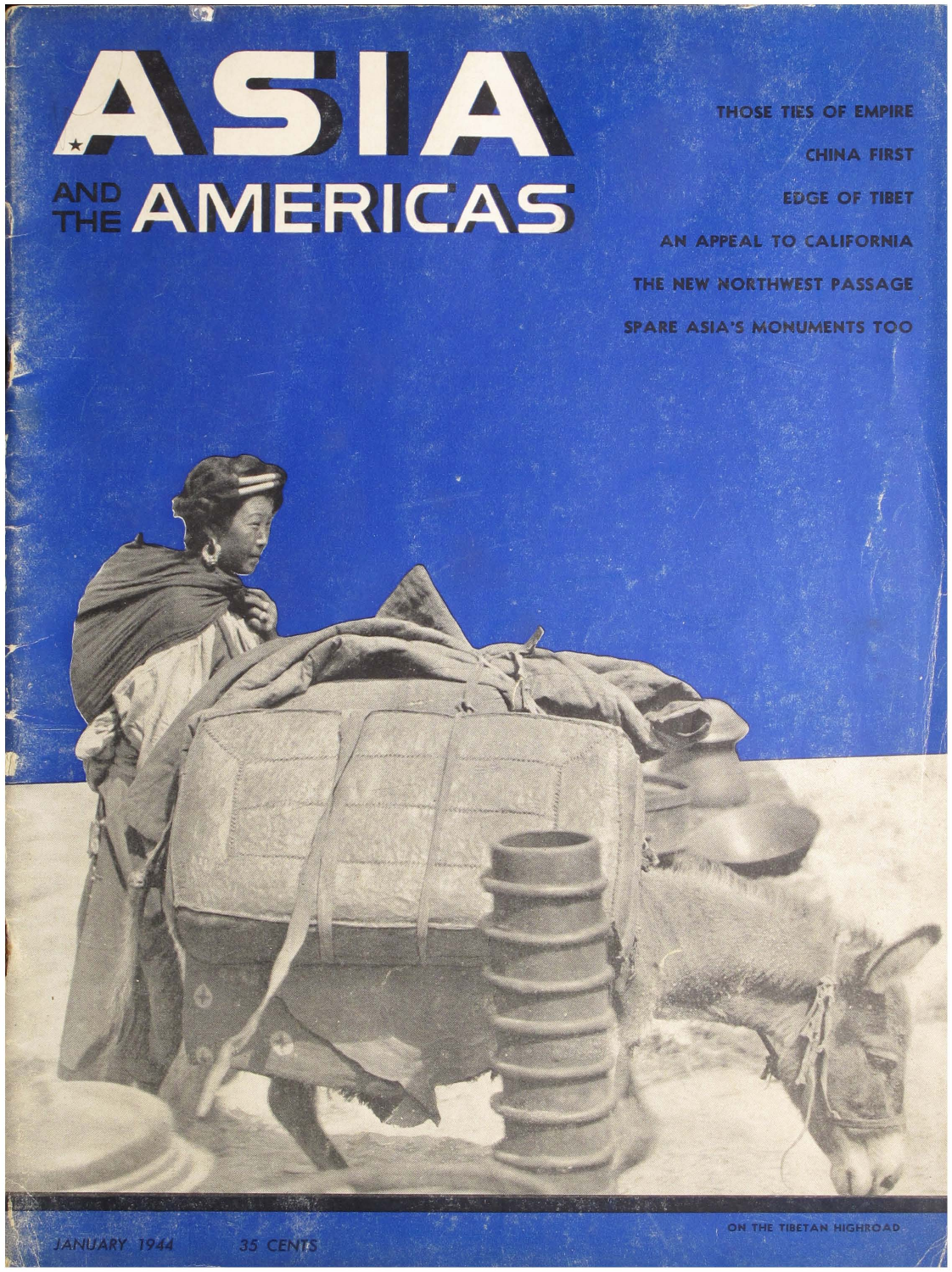# ASIA AND THE AMERICAS

THOSE TIES OF EMPIRE

CHINA FIRST

EDGE OF TIBET

AN APPEAL TO CALIFORNIA

THE NEW NORTHWEST PASSAGE

SPARE ASIA'S MONUMENTS TOO

ON THE TIBETAN HIGHROAD

JANUARY 1944 35 CENTS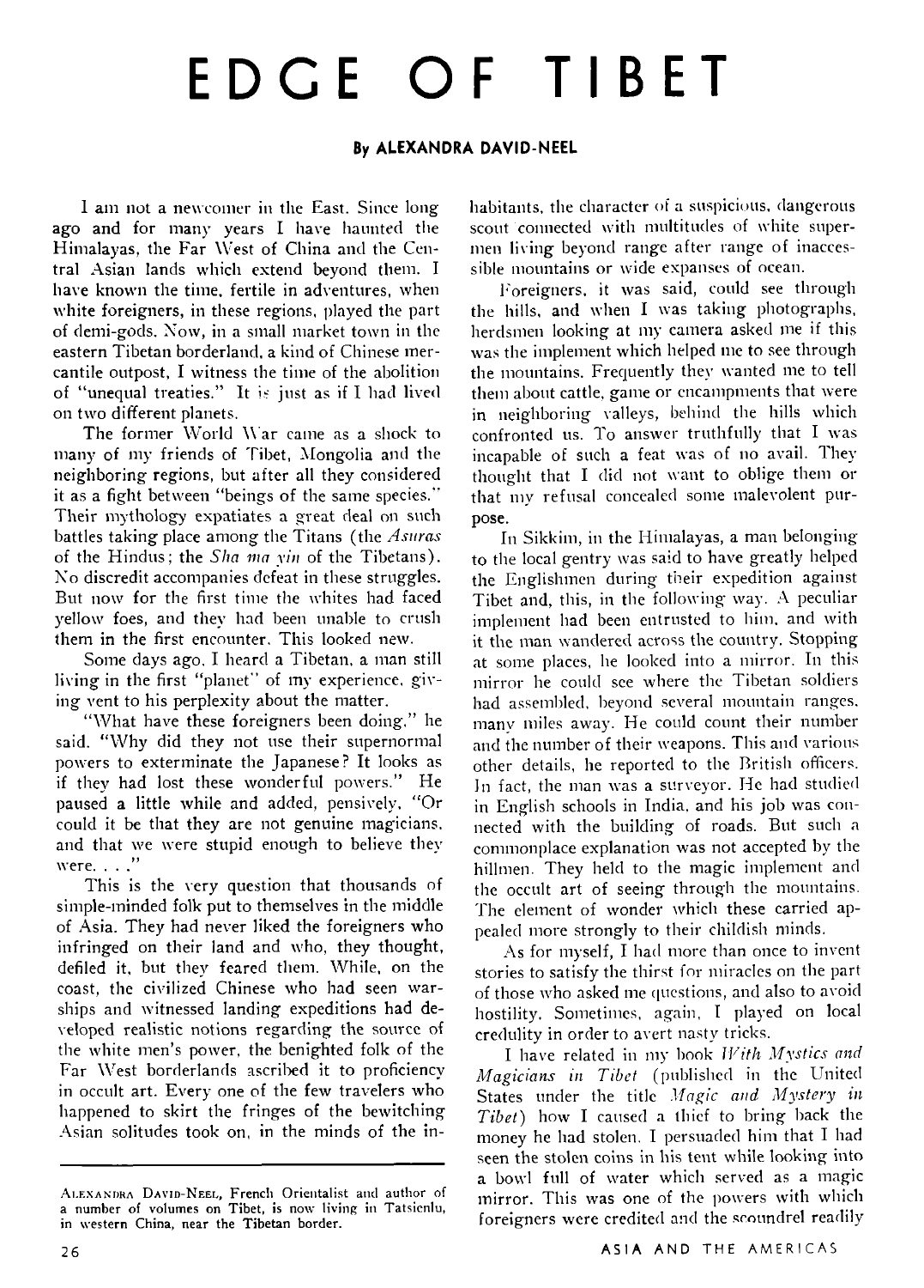# EDGE OF TIBET

**By ALEXANDRA DAVID-NEEL**

I am not a newcomer in the East. Since long ago and for many years I have haunted the Himalayas, the Far West of China and the Central Asian lands which extend beyond them. I have known the time, fertile in adventures, when white foreigners, in these regions, played the part of demi-gods. Now, in a small market town in the eastern Tibetan borderland, a kind of Chinese mercantile outpost, I witness the time of the abolition of "unequal treaties." It is just as if I had lived on two different planets.

The former World War came as a shock to many of my friends of Tibet, Mongolia and the neighboring regions, but after all they considered it as a fight between "beings of the same species." Their mythology expatiates a great deal on such battles taking place among the Titans (the *Asuras* of the Hindus; the *Sha ma yin* of the Tibetans). No discredit accompanies defeat in these struggles. But now for the first time the whites had faced yellow foes, and they had been unable to crush them in the first encounter. This looked new.

Some days ago, I heard a Tibetan, a man still living in the first "planet" of my experience, giving vent to his perplexity about the matter.

"What have these foreigners been doing," he said. "Why did they not use their supernormal powers to exterminate the Japanese? It looks as if they had lost these wonderful powers." He paused a little while and added, pensively, "Or could it be that they are not genuine magicians, and that we were stupid enough to believe they were. . . ."

This is the very question that thousands of simple-minded folk put to themselves in the middle of Asia. They had never liked the foreigners who infringed on their land and who, they thought, defiled it, but they feared them. While, on the coast, the civilized Chinese who had seen warships and witnessed landing expeditions had developed realistic notions regarding the source of the white men's power, the benighted folk of the Far West borderlands ascribed it to proficiency in occult art. Every one of the few travelers who happened to skirt the fringes of the bewitching Asian solitudes took on, in the minds of the inhabitants, the character of a suspicious, dangerous scout connected with multitudes of white supermen living beyond range after range of inaccessible mountains or wide expanses of ocean.

Foreigners, it was said, could see through the hills, and when I was taking photographs, herdsmen looking at my camera asked me if this was the implement which helped me to see through the mountains. Frequently they wanted me to tell them about cattle, game or encampments that were in neighboring valleys, behind the hills which confronted us. To answer truthfully that I was incapable of such a feat was of no avail. They thought that I did not want to oblige them or that my refusal concealed some malevolent purpose.

In Sikkim, in the Himalayas, a man belonging to the local gentry was said to have greatly helped the Englishmen during their expedition against Tibet and, this, in the following way. A peculiar implement had been entrusted to him, and with it the man wandered across the country. Stopping at some places, he looked into a mirror. In this mirror he could see where the Tibetan soldiers had assembled, beyond several mountain ranges, many miles away. He could count their number and the number of their weapons. This and various other details, he reported to the British officers. In fact, the man was a surveyor. He had studied in English schools in India, and his job was connected with the building of roads. But such a commonplace explanation was not accepted by the hillmen. They held to the magic implement and the occult art of seeing through the mountains. The element of wonder which these carried appealed more strongly to their childish minds.

As for myself, I had more than once to invent stories to satisfy the thirst for miracles on the part of those who asked me questions, and also to avoid hostility. Sometimes, again, I played on local credulity in order to avert nasty tricks.

I have related in my book *With Mystics and Magicians in Tibet* (published in the United States under the title *Magic and Mystery in Tibet*) how I caused a thief to bring back the money he had stolen. I persuaded him that I had seen the stolen coins in his tent while looking into a bowl full of water which served as a magic mirror. This was one of the powers with which foreigners were credited and the scoundrel readily

---

ALEXANDRA DAVID-NEEL, French Orientalist and author of a number of volumes on Tibet, is now living in Tatsienlu, in western China, near the Tibetan border.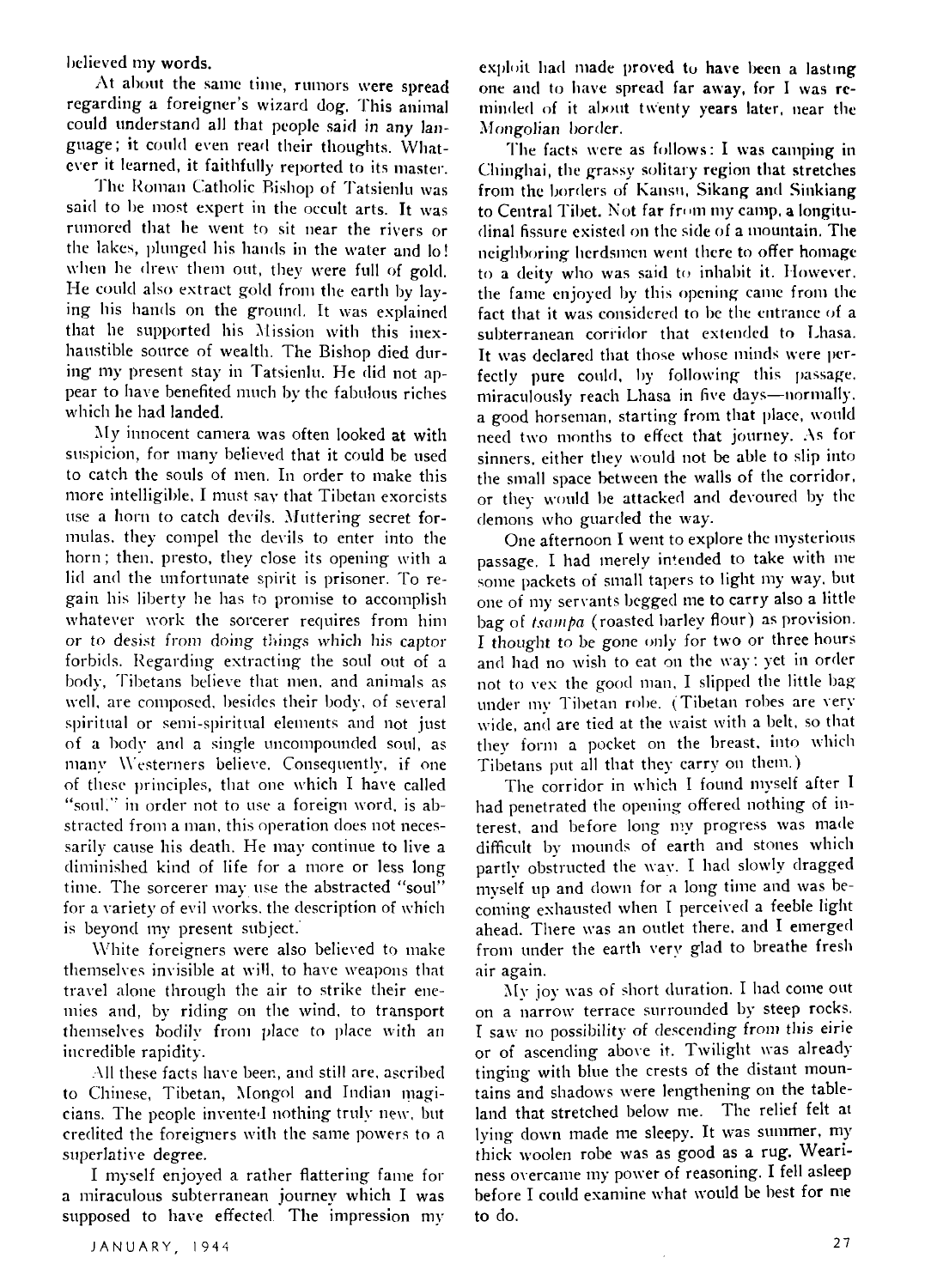believed my words.

At about the same time, rumors were spread regarding a foreigner's wizard dog. This animal could understand all that people said in any language; it could even read their thoughts. Whatever it learned, it faithfully reported to its master.

The Roman Catholic Bishop of Tatsienlu was said to be most expert in the occult arts. It was rumored that he went to sit near the rivers or the lakes, plunged his hands in the water and lo! when he drew them out, they were full of gold. He could also extract gold from the earth by laying his hands on the ground. It was explained that he supported his Mission with this inexhaustible source of wealth. The Bishop died during my present stay in Tatsienlu. He did not appear to have benefited much by the fabulous riches which he had landed.

My innocent camera was often looked at with suspicion, for many believed that it could be used to catch the souls of men. In order to make this more intelligible, I must say that Tibetan exorcists use a horn to catch devils. Muttering secret formulas, they compel the devils to enter into the horn; then, presto, they close its opening with a lid and the unfortunate spirit is prisoner. To regain his liberty he has to promise to accomplish whatever work the sorcerer requires from him or to desist from doing things which his captor forbids. Regarding extracting the soul out of a body, Tibetans believe that men, and animals as well, are composed, besides their body, of several spiritual or semi-spiritual elements and not just of a body and a single uncompounded soul, as many Westerners believe. Consequently, if one of these principles, that one which I have called "soul," in order not to use a foreign word, is abstracted from a man, this operation does not necessarily cause his death. He may continue to live a diminished kind of life for a more or less long time. The sorcerer may use the abstracted "soul" for a variety of evil works, the description of which is beyond my present subject.

White foreigners were also believed to make themselves invisible at will, to have weapons that travel alone through the air to strike their enemies and, by riding on the wind, to transport themselves bodily from place to place with an incredible rapidity.

All these facts have been, and still are, ascribed to Chinese, Tibetan, Mongol and Indian magicians. The people invented nothing truly new, but credited the foreigners with the same powers to a superlative degree.

I myself enjoyed a rather flattering fame for a miraculous subterranean journey which I was supposed to have effected. The impression my exploit had made proved to have been a lasting one and to have spread far away, for I was reminded of it about twenty years later, near the Mongolian border.

The facts were as follows: I was camping in Chinghai, the grassy solitary region that stretches from the borders of Kansu, Sikang and Sinkiang to Central Tibet. Not far from my camp, a longitudinal fissure existed on the side of a mountain. The neighboring herdsmen went there to offer homage to a deity who was said to inhabit it. However, the fame enjoyed by this opening came from the fact that it was considered to be the entrance of a subterranean corridor that extended to Lhasa. It was declared that those whose minds were perfectly pure could, by following this passage, miraculously reach Lhasa in five days—normally, a good horseman, starting from that place, would need two months to effect that journey. As for sinners, either they would not be able to slip into the small space between the walls of the corridor, or they would be attacked and devoured by the demons who guarded the way.

One afternoon I went to explore the mysterious passage. I had merely intended to take with me some packets of small tapers to light my way, but one of my servants begged me to carry also a little bag of *tsampa* (roasted barley flour) as provision. I thought to be gone only for two or three hours and had no wish to eat on the way: yet in order not to vex the good man, I slipped the little bag under my Tibetan robe. (Tibetan robes are very wide, and are tied at the waist with a belt, so that they form a pocket on the breast, into which Tibetans put all that they carry on them.)

The corridor in which I found myself after I had penetrated the opening offered nothing of interest, and before long my progress was made difficult by mounds of earth and stones which partly obstructed the way. I had slowly dragged myself up and down for a long time and was becoming exhausted when I perceived a feeble light ahead. There was an outlet there, and I emerged from under the earth very glad to breathe fresh air again.

My joy was of short duration. I had come out on a narrow terrace surrounded by steep rocks. I saw no possibility of descending from this eirie or of ascending above it. Twilight was already tinging with blue the crests of the distant mountains and shadows were lengthening on the tableland that stretched below me. The relief felt at lying down made me sleepy. It was summer, my thick woolen robe was as good as a rug. Weariness overcame my power of reasoning. I fell asleep before I could examine what would be best for me to do.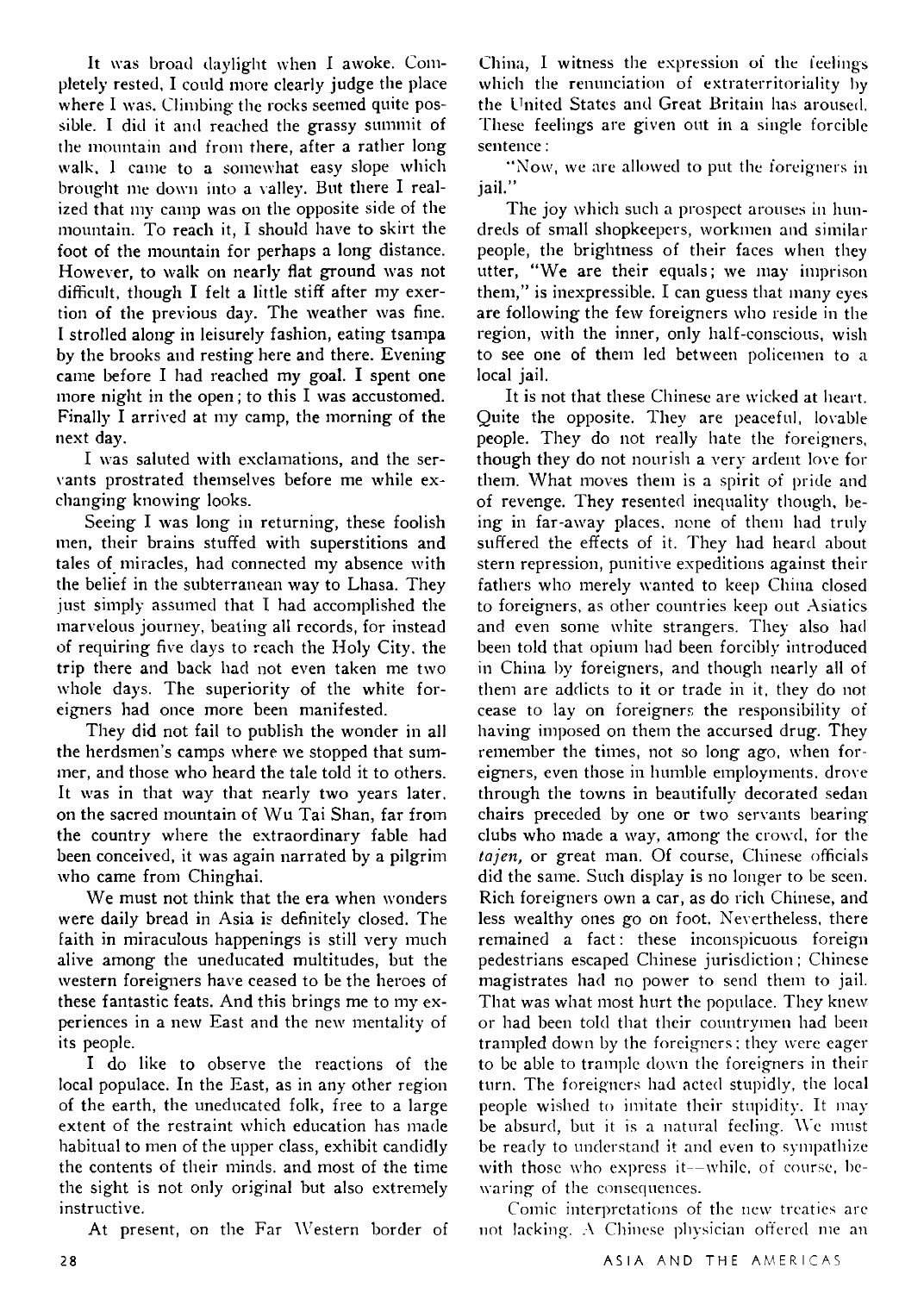It was broad daylight when I awoke. Completely rested, I could more clearly judge the place where I was. Climbing the rocks seemed quite possible. I did it and reached the grassy summit of the mountain and from there, after a rather long walk, I came to a somewhat easy slope which brought me down into a valley. But there I realized that my camp was on the opposite side of the mountain. To reach it, I should have to skirt the foot of the mountain for perhaps a long distance. However, to walk on nearly flat ground was not difficult, though I felt a little stiff after my exertion of the previous day. The weather was fine. I strolled along in leisurely fashion, eating tsampa by the brooks and resting here and there. Evening came before I had reached my goal. I spent one more night in the open; to this I was accustomed. Finally I arrived at my camp, the morning of the next day.

I was saluted with exclamations, and the servants prostrated themselves before me while exchanging knowing looks.

Seeing I was long in returning, these foolish men, their brains stuffed with superstitions and tales of miracles, had connected my absence with the belief in the subterranean way to Lhasa. They just simply assumed that I had accomplished the marvelous journey, beating all records, for instead of requiring five days to reach the Holy City, the trip there and back had not even taken me two whole days. The superiority of the white foreigners had once more been manifested.

They did not fail to publish the wonder in all the herdsmen's camps where we stopped that summer, and those who heard the tale told it to others. It was in that way that nearly two years later, on the sacred mountain of Wu Tai Shan, far from the country where the extraordinary fable had been conceived, it was again narrated by a pilgrim who came from Chinghai.

We must not think that the era when wonders were daily bread in Asia is definitely closed. The faith in miraculous happenings is still very much alive among the uneducated multitudes, but the western foreigners have ceased to be the heroes of these fantastic feats. And this brings me to my experiences in a new East and the new mentality of its people.

I do like to observe the reactions of the local populace. In the East, as in any other region of the earth, the uneducated folk, free to a large extent of the restraint which education has made habitual to men of the upper class, exhibit candidly the contents of their minds, and most of the time the sight is not only original but also extremely instructive.

At present, on the Far Western border of China, I witness the expression of the feelings which the renunciation of extraterritoriality by the United States and Great Britain has aroused. These feelings are given out in a single forcible sentence:

"Now, we are allowed to put the foreigners in jail."

The joy which such a prospect arouses in hundreds of small shopkeepers, workmen and similar people, the brightness of their faces when they utter, "We are their equals; we may imprison them," is inexpressible. I can guess that many eyes are following the few foreigners who reside in the region, with the inner, only half-conscious, wish to see one of them led between policemen to a local jail.

It is not that these Chinese are wicked at heart. Quite the opposite. They are peaceful, lovable people. They do not really hate the foreigners, though they do not nourish a very ardent love for them. What moves them is a spirit of pride and of revenge. They resented inequality though, being in far-away places, none of them had truly suffered the effects of it. They had heard about stern repression, punitive expeditions against their fathers who merely wanted to keep China closed to foreigners, as other countries keep out Asiatics and even some white strangers. They also had been told that opium had been forcibly introduced in China by foreigners, and though nearly all of them are addicts to it or trade in it, they do not cease to lay on foreigners the responsibility of having imposed on them the accursed drug. They remember the times, not so long ago, when foreigners, even those in humble employments, drove through the towns in beautifully decorated sedan chairs preceded by one or two servants bearing clubs who made a way, among the crowd, for the *tajen,* or great man. Of course, Chinese officials did the same. Such display is no longer to be seen. Rich foreigners own a car, as do rich Chinese, and less wealthy ones go on foot. Nevertheless, there remained a fact: these inconspicuous foreign pedestrians escaped Chinese jurisdiction; Chinese magistrates had no power to send them to jail. That was what most hurt the populace. They knew or had been told that their countrymen had been trampled down by the foreigners; they were eager to be able to trample down the foreigners in their turn. The foreigners had acted stupidly, the local people wished to imitate their stupidity. It may be absurd, but it is a natural feeling. We must be ready to understand it and even to sympathize with those who express it—while, of course, bewaring of the consequences.

Comic interpretations of the new treaties are not lacking. A Chinese physician offered me an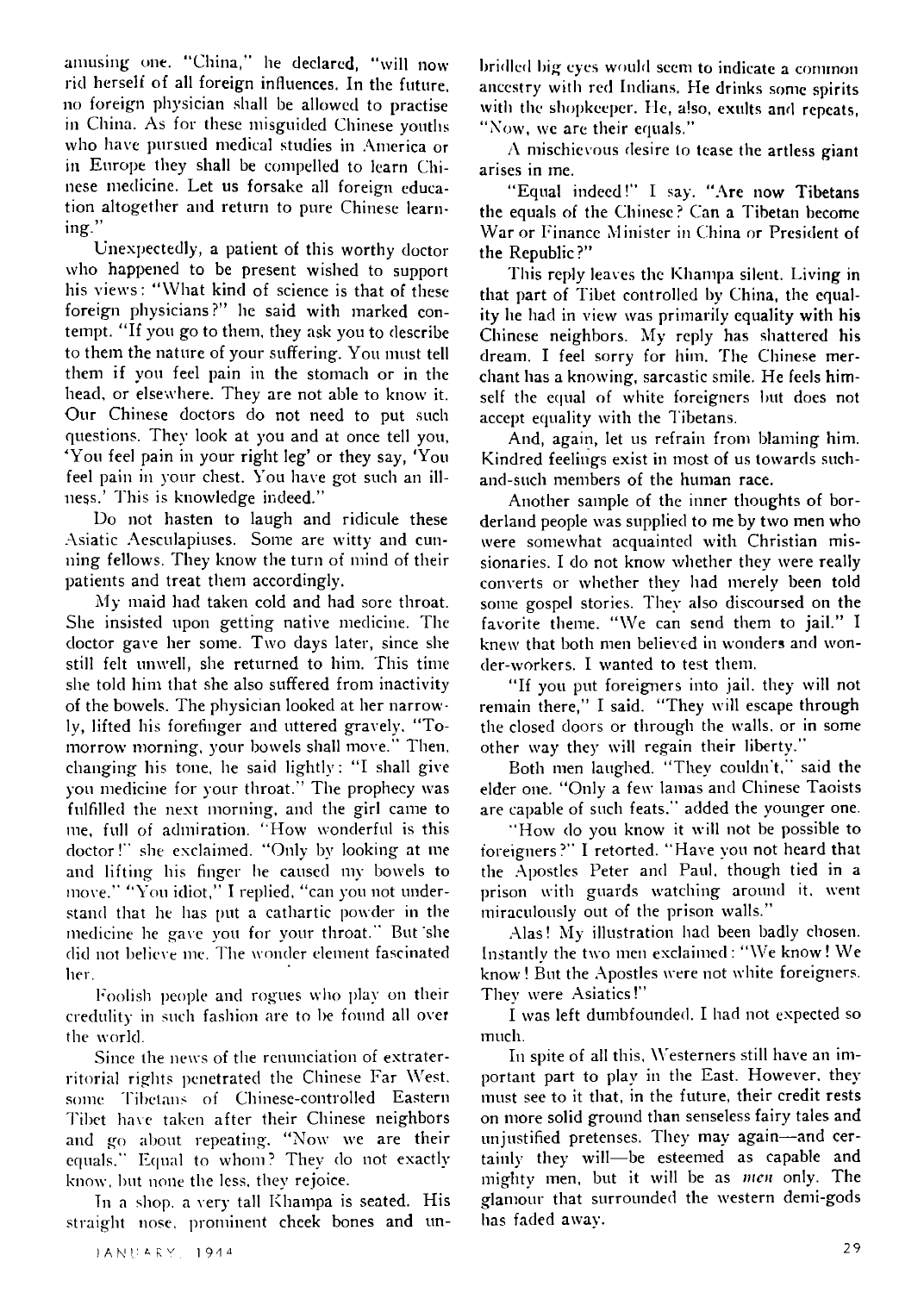amusing one. "China," he declared, "will now rid herself of all foreign influences. In the future, no foreign physician shall be allowed to practise in China. As for these misguided Chinese youths who have pursued medical studies in America or in Europe they shall be compelled to learn Chinese medicine. Let us forsake all foreign education altogether and return to pure Chinese learning."

Unexpectedly, a patient of this worthy doctor who happened to be present wished to support his views: "What kind of science is that of these foreign physicians?" he said with marked contempt. "If you go to them, they ask you to describe to them the nature of your suffering. You must tell them if you feel pain in the stomach or in the head, or elsewhere. They are not able to know it. Our Chinese doctors do not need to put such questions. They look at you and at once tell you, 'You feel pain in your right leg' or they say, 'You feel pain in your chest. You have got such an illness.' This is knowledge indeed."

Do not hasten to laugh and ridicule these Asiatic Aesculapiuses. Some are witty and cunning fellows. They know the turn of mind of their patients and treat them accordingly.

My maid had taken cold and had sore throat. She insisted upon getting native medicine. The doctor gave her some. Two days later, since she still felt unwell, she returned to him. This time she told him that she also suffered from inactivity of the bowels. The physician looked at her narrowly, lifted his forefinger and uttered gravely, "Tomorrow morning, your bowels shall move." Then, changing his tone, he said lightly: "I shall give you medicine for your throat." The prophecy was fulfilled the next morning, and the girl came to me, full of admiration. "How wonderful is this doctor!" she exclaimed. "Only by looking at me and lifting his finger he caused my bowels to move." "You idiot," I replied, "can you not understand that he has put a cathartic powder in the medicine he gave you for your throat." But she did not believe me. The wonder element fascinated her.

Foolish people and rogues who play on their credulity in such fashion are to be found all over the world.

Since the news of the renunciation of extraterritorial rights penetrated the Chinese Far West, some Tibetans of Chinese-controlled Eastern Tibet have taken after their Chinese neighbors and go about repeating, "Now we are their equals." Equal to whom? They do not exactly know, but none the less, they rejoice.

In a shop, a very tall Khampa is seated. His straight nose, prominent cheek bones and unbridled big eyes would seem to indicate a common ancestry with red Indians. He drinks some spirits with the shopkeeper. He, also, exults and repeats, "Now, we are their equals."

A mischievous desire to tease the artless giant arises in me.

"Equal indeed!" I say. "Are now Tibetans the equals of the Chinese? Can a Tibetan become War or Finance Minister in China or President of the Republic?"

This reply leaves the Khampa silent. Living in that part of Tibet controlled by China, the equality he had in view was primarily equality with his Chinese neighbors. My reply has shattered his dream. I feel sorry for him. The Chinese merchant has a knowing, sarcastic smile. He feels himself the equal of white foreigners but does not accept equality with the Tibetans.

And, again, let us refrain from blaming him. Kindred feelings exist in most of us towards such-and-such members of the human race.

Another sample of the inner thoughts of borderland people was supplied to me by two men who were somewhat acquainted with Christian missionaries. I do not know whether they were really converts or whether they had merely been told some gospel stories. They also discoursed on the favorite theme, "We can send them to jail." I knew that both men believed in wonders and wonder-workers. I wanted to test them.

"If you put foreigners into jail, they will not remain there," I said. "They will escape through the closed doors or through the walls, or in some other way they will regain their liberty."

Both men laughed. "They couldn't," said the elder one. "Only a few lamas and Chinese Taoists are capable of such feats," added the younger one.

"How do you know it will not be possible to foreigners?" I retorted. "Have you not heard that the Apostles Peter and Paul, though tied in a prison with guards watching around it, went miraculously out of the prison walls."

Alas! My illustration had been badly chosen. Instantly the two men exclaimed: "We know! We know! But the Apostles were not white foreigners. They were Asiatics!"

I was left dumbfounded. I had not expected so much.

In spite of all this, Westerners still have an important part to play in the East. However, they must see to it that, in the future, their credit rests on more solid ground than senseless fairy tales and unjustified pretenses. They may again—and certainly they will—be esteemed as capable and mighty men, but it will be as *men* only. The glamour that surrounded the western demi-gods has faded away.